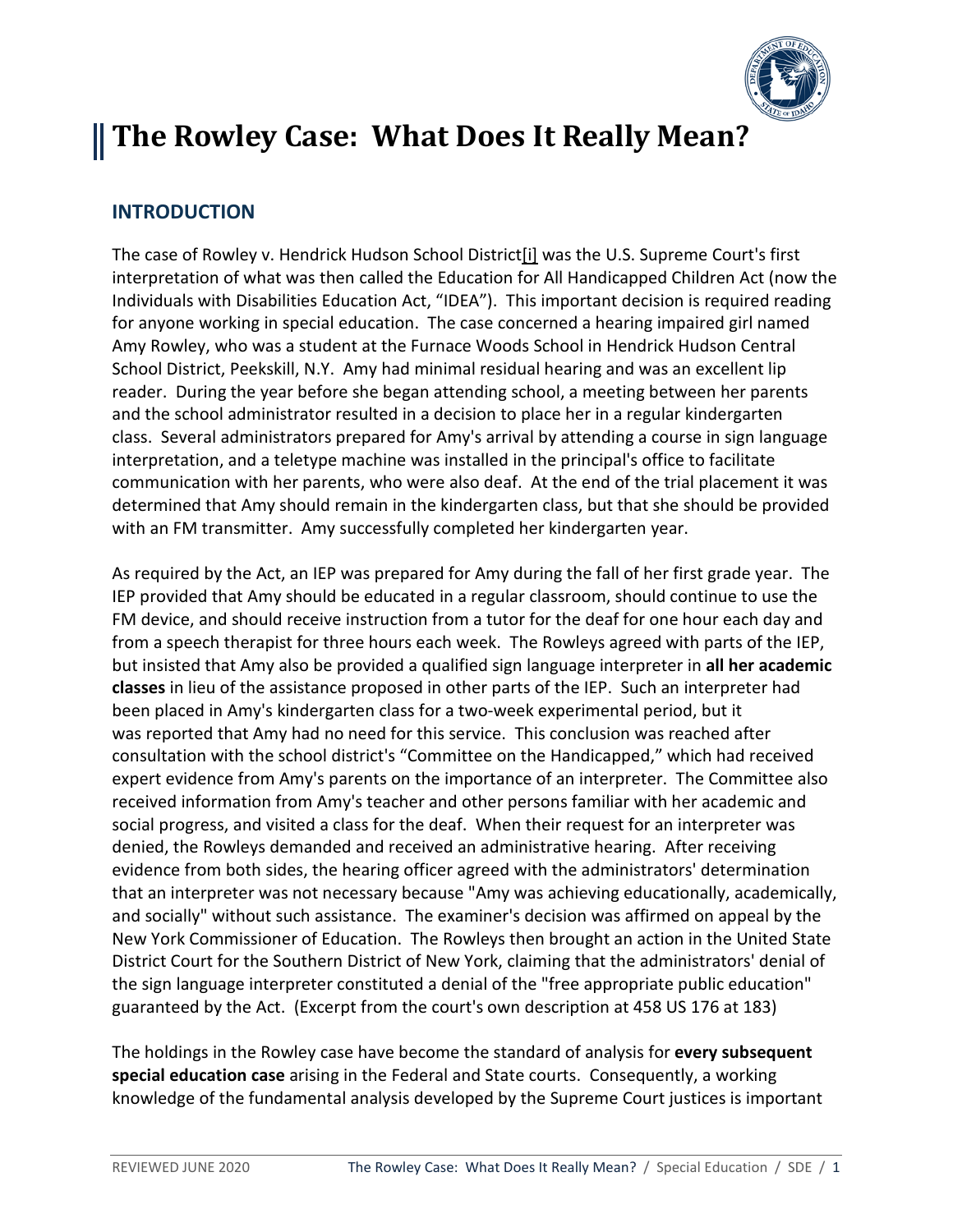# The Rowley Case: What Does It Really Mean?

## INTRODUCTION

The case of Rowley v. Hendrick Hudson School District[i] was the U.S. Supreme Court's first interpretation of what was then called the Education for All Handicapped Children Act (now the Individuals with Disabilities Education Act, "IDEA"). This important decision is required reading for anyone working in special education. The case concerned a hearing impaired girl named Amy Rowley, who was a student at the Furnace Woods School in Hendrick Hudson Central School District, Peekskill, N.Y. Amy had minimal residual hearing and was an excellent lip reader. During the year before she began attending school, a meeting between her parents and the school administrator resulted in a decision to place her in a regular kindergarten class. Several administrators prepared for Amy's arrival by attending a course in sign language interpretation, and a teletype machine was installed in the principal's office to facilitate communication with her parents, who were also deaf. At the end of the trial placement it was determined that Amy should remain in the kindergarten class, but that she should be provided with an FM transmitter. Amy successfully completed her kindergarten year.

As required by the Act, an IEP was prepared for Amy during the fall of her first grade year. The IEP provided that Amy should be educated in a regular classroom, should continue to use the FM device, and should receive instruction from a tutor for the deaf for one hour each day and from a speech therapist for three hours each week. The Rowleys agreed with parts of the IEP, but insisted that Amy also be provided a qualified sign language interpreter in **all her academic classes** in lieu of the assistance proposed in other parts of the IEP. Such an interpreter had been placed in Amy's kindergarten class for a two-week experimental period, but it was reported that Amy had no need for this service. This conclusion was reached after consultation with the school district's "Committee on the Handicapped," which had received expert evidence from Amy's parents on the importance of an interpreter. The Committee also received information from Amy's teacher and other persons familiar with her academic and social progress, and visited a class for the deaf. When their request for an interpreter was denied, the Rowleys demanded and received an administrative hearing. After receiving evidence from both sides, the hearing officer agreed with the administrators' determination that an interpreter was not necessary because "Amy was achieving educationally, academically, and socially" without such assistance. The examiner's decision was affirmed on appeal by the New York Commissioner of Education. The Rowleys then brought an action in the United State District Court for the Southern District of New York, claiming that the administrators' denial of the sign language interpreter constituted a denial of the "free appropriate public education" guaranteed by the Act. (Excerpt from the court's own description at 458 US 176 at 183)

The holdings in the Rowley case have become the standard of analysis for **every subsequent special education case** arising in the Federal and State courts. Consequently, a working knowledge of the fundamental analysis developed by the Supreme Court justices is important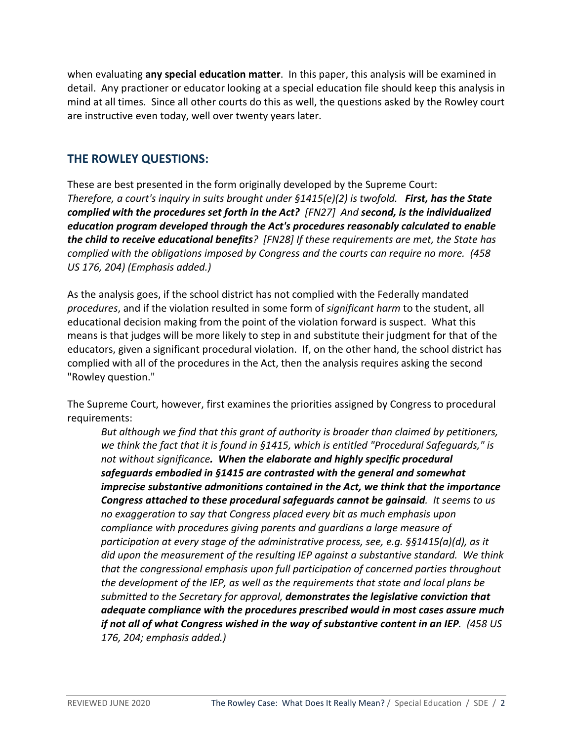when evaluating **any special education matter**. In this paper, this analysis will be examined in detail. Any practioner or educator looking at a special education file should keep this analysis in mind at all times. Since all other courts do this as well, the questions asked by the Rowley court are instructive even today, well over twenty years later.

## THE ROWLEY QUESTIONS:

These are best presented in the form originally developed by the Supreme Court: *Therefore, a court's inquiry in suits brought under §1415(e)(2) is twofold.* ***First, has the State complied with the procedures set forth in the Act?*** *[FN27] And* ***second, is the individualized education program developed through the Act's procedures reasonably calculated to enable the child to receive educational benefits****? [FN28] If these requirements are met, the State has complied with the obligations imposed by Congress and the courts can require no more. (458 US 176, 204) (Emphasis added.)*

As the analysis goes, if the school district has not complied with the Federally mandated *procedures*, and if the violation resulted in some form of *significant harm* to the student, all educational decision making from the point of the violation forward is suspect. What this means is that judges will be more likely to step in and substitute their judgment for that of the educators, given a significant procedural violation. If, on the other hand, the school district has complied with all of the procedures in the Act, then the analysis requires asking the second "Rowley question."

The Supreme Court, however, first examines the priorities assigned by Congress to procedural requirements:

> *But although we find that this grant of authority is broader than claimed by petitioners, we think the fact that it is found in §1415, which is entitled "Procedural Safeguards," is not without significance.* ***When the elaborate and highly specific procedural safeguards embodied in §1415 are contrasted with the general and somewhat imprecise substantive admonitions contained in the Act, we think that the importance Congress attached to these procedural safeguards cannot be gainsaid****. It seems to us no exaggeration to say that Congress placed every bit as much emphasis upon compliance with procedures giving parents and guardians a large measure of participation at every stage of the administrative process, see, e.g. §§1415(a)(d), as it did upon the measurement of the resulting IEP against a substantive standard. We think that the congressional emphasis upon full participation of concerned parties throughout the development of the IEP, as well as the requirements that state and local plans be submitted to the Secretary for approval,* ***demonstrates the legislative conviction that adequate compliance with the procedures prescribed would in most cases assure much if not all of what Congress wished in the way of substantive content in an IEP****. (458 US 176, 204; emphasis added.)*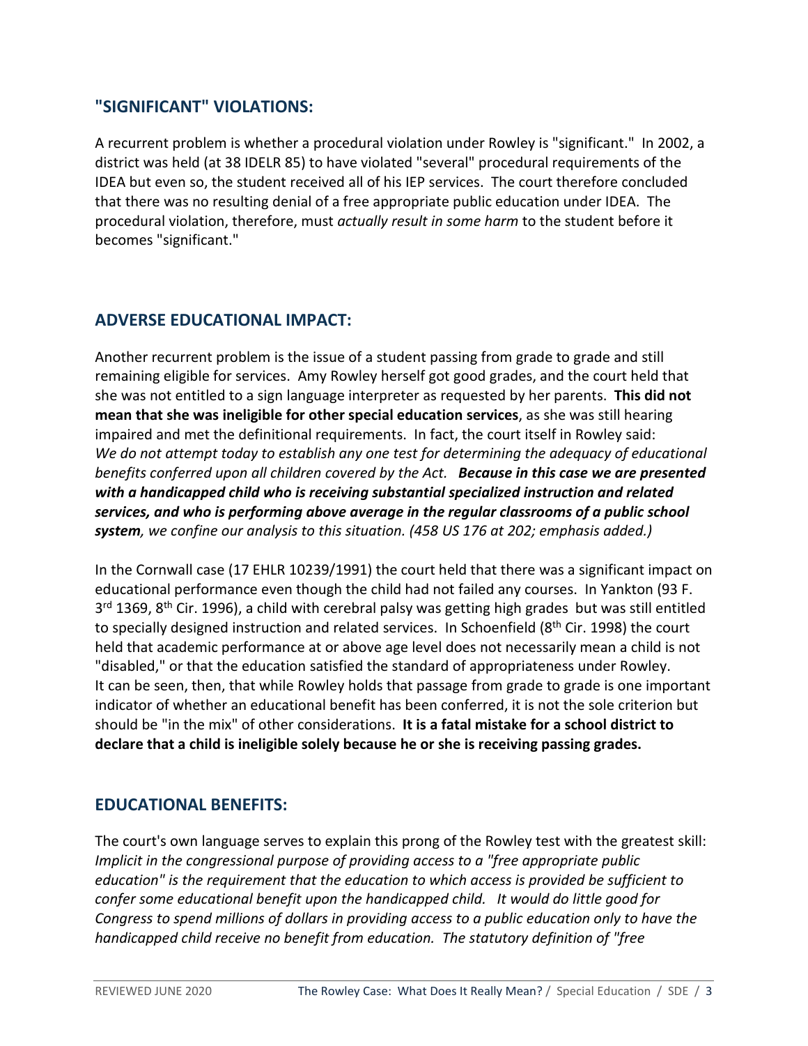## "SIGNIFICANT" VIOLATIONS:

A recurrent problem is whether a procedural violation under Rowley is "significant." In 2002, a district was held (at 38 IDELR 85) to have violated "several" procedural requirements of the IDEA but even so, the student received all of his IEP services. The court therefore concluded that there was no resulting denial of a free appropriate public education under IDEA. The procedural violation, therefore, must *actually result in some harm* to the student before it becomes "significant."

## ADVERSE EDUCATIONAL IMPACT:

Another recurrent problem is the issue of a student passing from grade to grade and still remaining eligible for services. Amy Rowley herself got good grades, and the court held that she was not entitled to a sign language interpreter as requested by her parents. **This did not mean that she was ineligible for other special education services**, as she was still hearing impaired and met the definitional requirements. In fact, the court itself in Rowley said:
*We do not attempt today to establish any one test for determining the adequacy of educational benefits conferred upon all children covered by the Act.* ***Because in this case we are presented with a handicapped child who is receiving substantial specialized instruction and related services, and who is performing above average in the regular classrooms of a public school system****, we confine our analysis to this situation. (458 US 176 at 202; emphasis added.)*

In the Cornwall case (17 EHLR 10239/1991) the court held that there was a significant impact on educational performance even though the child had not failed any courses. In Yankton (93 F. 3rd 1369, 8th Cir. 1996), a child with cerebral palsy was getting high grades but was still entitled to specially designed instruction and related services. In Schoenfield (8th Cir. 1998) the court held that academic performance at or above age level does not necessarily mean a child is not "disabled," or that the education satisfied the standard of appropriateness under Rowley. It can be seen, then, that while Rowley holds that passage from grade to grade is one important indicator of whether an educational benefit has been conferred, it is not the sole criterion but should be "in the mix" of other considerations. **It is a fatal mistake for a school district to declare that a child is ineligible solely because he or she is receiving passing grades.**

## EDUCATIONAL BENEFITS:

The court's own language serves to explain this prong of the Rowley test with the greatest skill:
*Implicit in the congressional purpose of providing access to a "free appropriate public education" is the requirement that the education to which access is provided be sufficient to confer some educational benefit upon the handicapped child. It would do little good for Congress to spend millions of dollars in providing access to a public education only to have the handicapped child receive no benefit from education. The statutory definition of "free*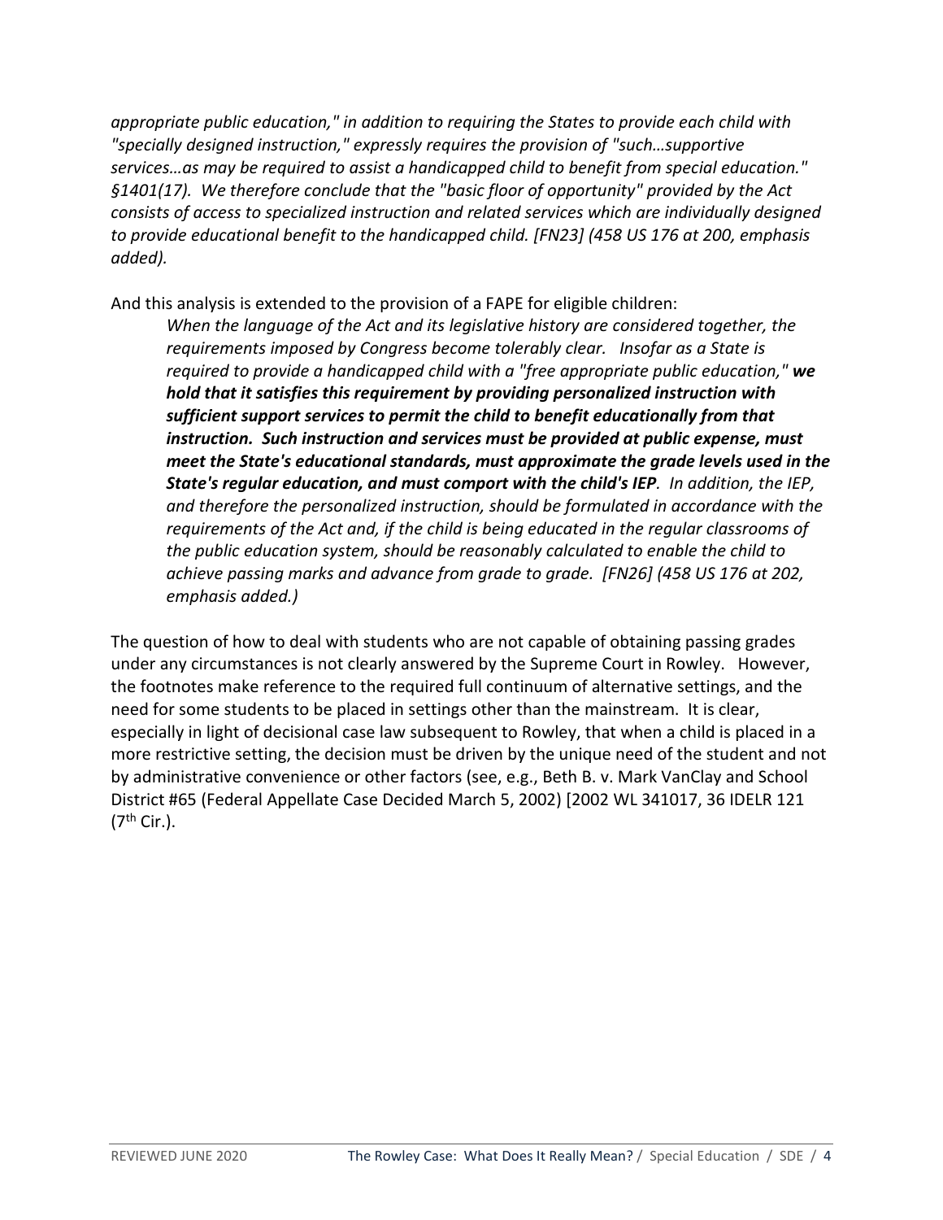*appropriate public education," in addition to requiring the States to provide each child with "specially designed instruction," expressly requires the provision of "such…supportive services…as may be required to assist a handicapped child to benefit from special education." §1401(17). We therefore conclude that the "basic floor of opportunity" provided by the Act consists of access to specialized instruction and related services which are individually designed to provide educational benefit to the handicapped child. [FN23] (458 US 176 at 200, emphasis added).*

And this analysis is extended to the provision of a FAPE for eligible children:

> *When the language of the Act and its legislative history are considered together, the requirements imposed by Congress become tolerably clear. Insofar as a State is required to provide a handicapped child with a "free appropriate public education,"* ***we hold that it satisfies this requirement by providing personalized instruction with sufficient support services to permit the child to benefit educationally from that instruction. Such instruction and services must be provided at public expense, must meet the State's educational standards, must approximate the grade levels used in the State's regular education, and must comport with the child's IEP****. In addition, the IEP, and therefore the personalized instruction, should be formulated in accordance with the requirements of the Act and, if the child is being educated in the regular classrooms of the public education system, should be reasonably calculated to enable the child to achieve passing marks and advance from grade to grade. [FN26] (458 US 176 at 202, emphasis added.)*

The question of how to deal with students who are not capable of obtaining passing grades under any circumstances is not clearly answered by the Supreme Court in Rowley. However, the footnotes make reference to the required full continuum of alternative settings, and the need for some students to be placed in settings other than the mainstream. It is clear, especially in light of decisional case law subsequent to Rowley, that when a child is placed in a more restrictive setting, the decision must be driven by the unique need of the student and not by administrative convenience or other factors (see, e.g., Beth B. v. Mark VanClay and School District #65 (Federal Appellate Case Decided March 5, 2002) [2002 WL 341017, 36 IDELR 121 (7th Cir.).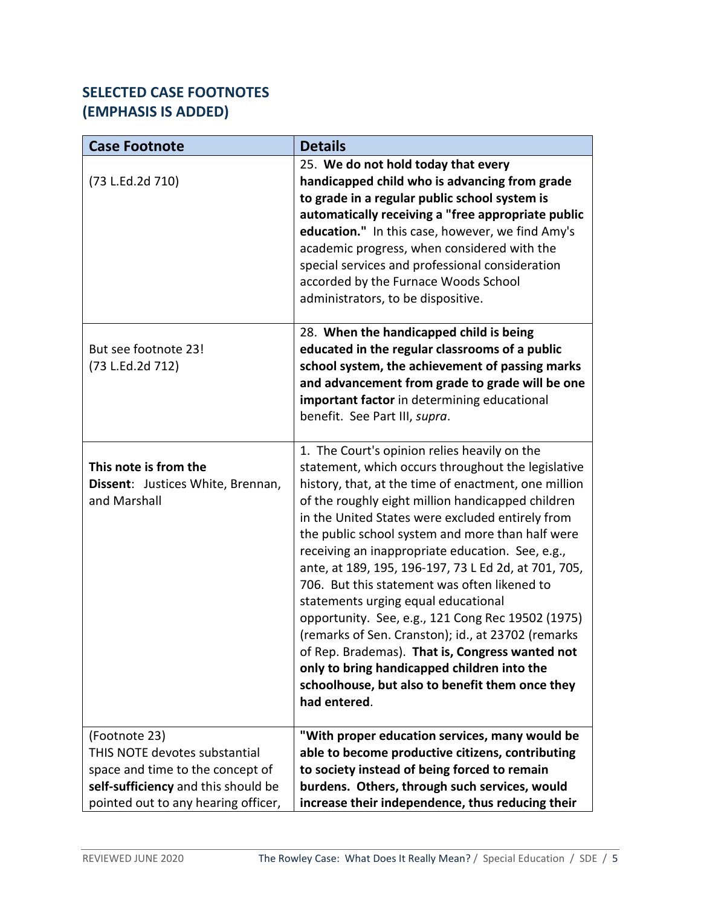## SELECTED CASE FOOTNOTES (EMPHASIS IS ADDED)

| Case Footnote | Details |
|---|---|
| (73 L.Ed.2d 710) | 25. **We do not hold today that every handicapped child who is advancing from grade to grade in a regular public school system is automatically receiving a "free appropriate public education."** In this case, however, we find Amy's academic progress, when considered with the special services and professional consideration accorded by the Furnace Woods School administrators, to be dispositive. |
| But see footnote 23! (73 L.Ed.2d 712) | 28. **When the handicapped child is being educated in the regular classrooms of a public school system, the achievement of passing marks and advancement from grade to grade will be one important factor** in determining educational benefit. See Part III, *supra*. |
| **This note is from the Dissent**: Justices White, Brennan, and Marshall | 1. The Court's opinion relies heavily on the statement, which occurs throughout the legislative history, that, at the time of enactment, one million of the roughly eight million handicapped children in the United States were excluded entirely from the public school system and more than half were receiving an inappropriate education. See, e.g., ante, at 189, 195, 196-197, 73 L Ed 2d, at 701, 705, 706. But this statement was often likened to statements urging equal educational opportunity. See, e.g., 121 Cong Rec 19502 (1975) (remarks of Sen. Cranston); id., at 23702 (remarks of Rep. Brademas). **That is, Congress wanted not only to bring handicapped children into the schoolhouse, but also to benefit them once they had entered**. |
| (Footnote 23) THIS NOTE devotes substantial space and time to the concept of **self-sufficiency** and this should be pointed out to any hearing officer, | **"With proper education services, many would be able to become productive citizens, contributing to society instead of being forced to remain burdens. Others, through such services, would increase their independence, thus reducing their** |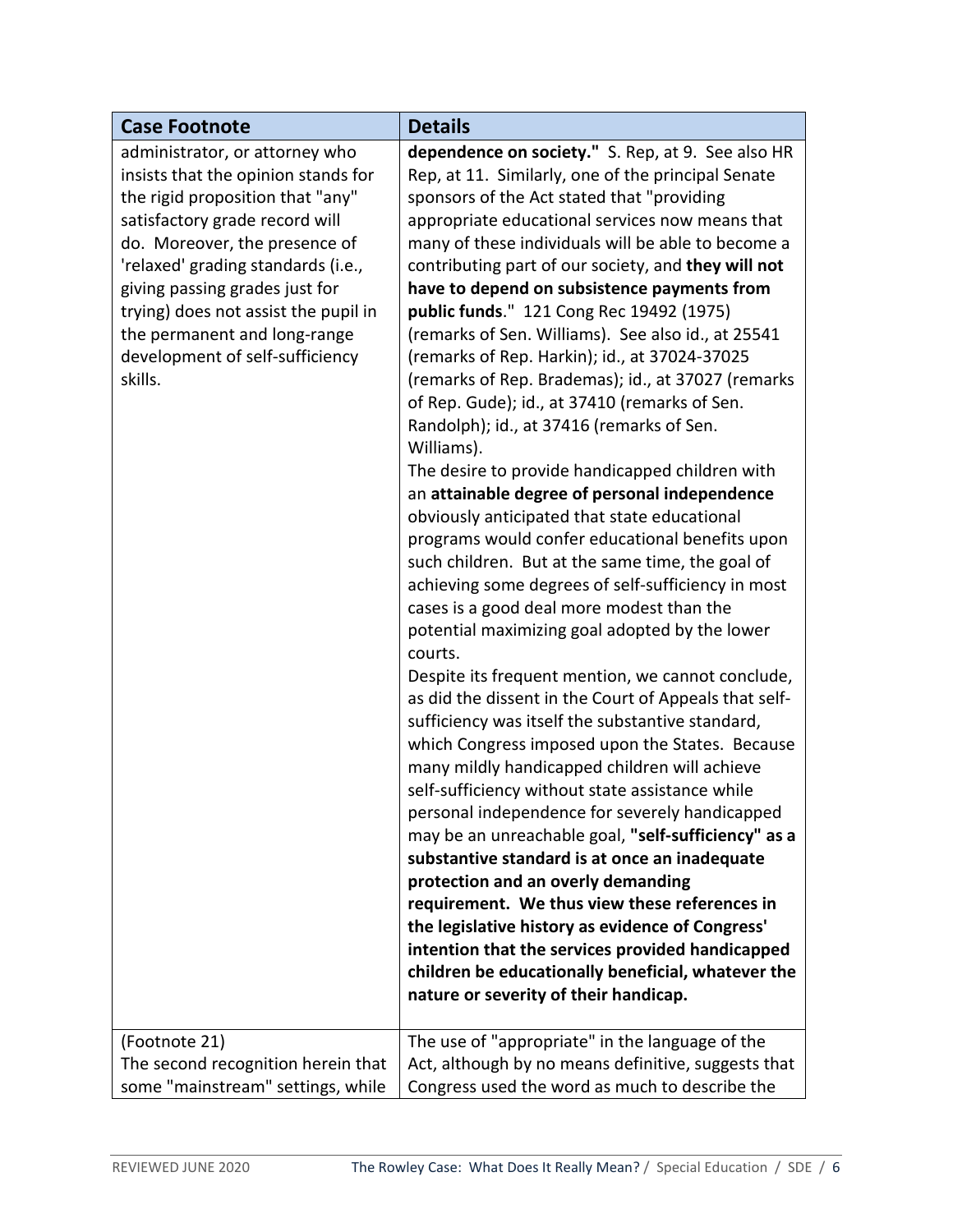| Case Footnote | Details |
| --- | --- |
| administrator, or attorney who insists that the opinion stands for the rigid proposition that "any" satisfactory grade record will do. Moreover, the presence of 'relaxed' grading standards (i.e., giving passing grades just for trying) does not assist the pupil in the permanent and long-range development of self-sufficiency skills. | **dependence on society."** S. Rep, at 9. See also HR Rep, at 11. Similarly, one of the principal Senate sponsors of the Act stated that "providing appropriate educational services now means that many of these individuals will be able to become a contributing part of our society, and **they will not have to depend on subsistence payments from public funds**." 121 Cong Rec 19492 (1975) (remarks of Sen. Williams). See also id., at 25541 (remarks of Rep. Harkin); id., at 37024-37025 (remarks of Rep. Brademas); id., at 37027 (remarks of Rep. Gude); id., at 37410 (remarks of Sen. Randolph); id., at 37416 (remarks of Sen. Williams).<br>The desire to provide handicapped children with an **attainable degree of personal independence** obviously anticipated that state educational programs would confer educational benefits upon such children. But at the same time, the goal of achieving some degrees of self-sufficiency in most cases is a good deal more modest than the potential maximizing goal adopted by the lower courts.<br>Despite its frequent mention, we cannot conclude, as did the dissent in the Court of Appeals that self-sufficiency was itself the substantive standard, which Congress imposed upon the States. Because many mildly handicapped children will achieve self-sufficiency without state assistance while personal independence for severely handicapped may be an unreachable goal, **"self-sufficiency" as a substantive standard is at once an inadequate protection and an overly demanding requirement. We thus view these references in the legislative history as evidence of Congress' intention that the services provided handicapped children be educationally beneficial, whatever the nature or severity of their handicap.** |
| (Footnote 21)<br>The second recognition herein that some "mainstream" settings, while | The use of "appropriate" in the language of the Act, although by no means definitive, suggests that Congress used the word as much to describe the |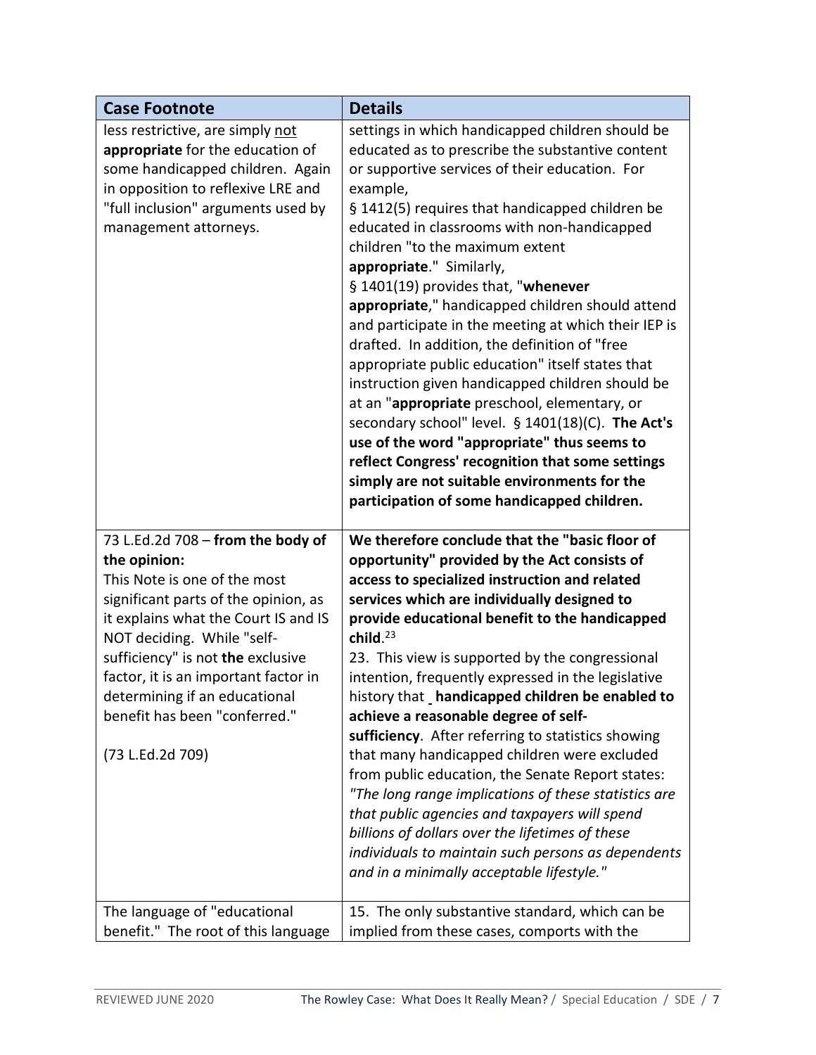| Case Footnote | Details |
| --- | --- |
| less restrictive, are simply <u>not</u> **appropriate** for the education of some handicapped children. Again in opposition to reflexive LRE and "full inclusion" arguments used by management attorneys. | settings in which handicapped children should be educated as to prescribe the substantive content or supportive services of their education. For example, § 1412(5) requires that handicapped children be educated in classrooms with non-handicapped children "to the maximum extent **appropriate**." Similarly, § 1401(19) provides that, "**whenever appropriate**," handicapped children should attend and participate in the meeting at which their IEP is drafted. In addition, the definition of "free appropriate public education" itself states that instruction given handicapped children should be at an "**appropriate** preschool, elementary, or secondary school" level. § 1401(18)(C). **The Act's use of the word "appropriate" thus seems to reflect Congress' recognition that some settings simply are not suitable environments for the participation of some handicapped children.** |
| 73 L.Ed.2d 708 – **from the body of the opinion:**<br>This Note is one of the most significant parts of the opinion, as it explains what the Court IS and IS NOT deciding. While "self-sufficiency" is not **the** exclusive factor, it is an important factor in determining if an educational benefit has been "conferred."<br><br>(73 L.Ed.2d 709) | **We therefore conclude that the "basic floor of opportunity" provided by the Act consists of access to specialized instruction and related services which are individually designed to provide educational benefit to the handicapped child.**[23]<br>23. This view is supported by the congressional intention, frequently expressed in the legislative history that **handicapped children be enabled to achieve a reasonable degree of self-sufficiency**. After referring to statistics showing that many handicapped children were excluded from public education, the Senate Report states: *"The long range implications of these statistics are that public agencies and taxpayers will spend billions of dollars over the lifetimes of these individuals to maintain such persons as dependents and in a minimally acceptable lifestyle."* |
| The language of "educational benefit." The root of this language | 15. The only substantive standard, which can be implied from these cases, comports with the |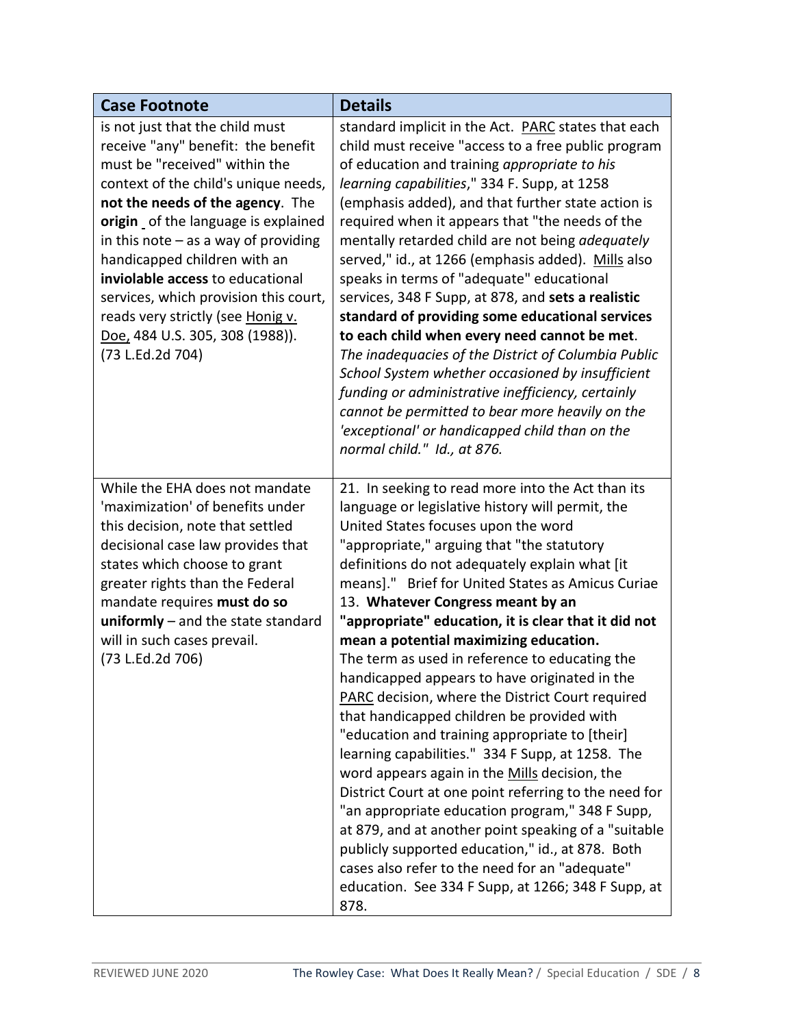| Case Footnote | Details |
|---|---|
| is not just that the child must receive "any" benefit: the benefit must be "received" within the context of the child's unique needs, **not the needs of the agency**. The **origin** of the language is explained in this note – as a way of providing handicapped children with an **inviolable access** to educational services, which provision this court, reads very strictly (see <u>Honig v. Doe,</u> 484 U.S. 305, 308 (1988)). (73 L.Ed.2d 704) | standard implicit in the Act. <u>PARC</u> states that each child must receive "access to a free public program of education and training *appropriate to his learning capabilities*," 334 F. Supp, at 1258 (emphasis added), and that further state action is required when it appears that "the needs of the mentally retarded child are not being *adequately* served," id., at 1266 (emphasis added). <u>Mills</u> also speaks in terms of "adequate" educational services, 348 F Supp, at 878, and **sets a realistic standard of providing some educational services to each child when every need cannot be met**. *The inadequacies of the District of Columbia Public School System whether occasioned by insufficient funding or administrative inefficiency, certainly cannot be permitted to bear more heavily on the 'exceptional' or handicapped child than on the normal child." Id., at 876.* |
| While the EHA does not mandate 'maximization' of benefits under this decision, note that settled decisional case law provides that states which choose to grant greater rights than the Federal mandate requires **must do so uniformly** – and the state standard will in such cases prevail. (73 L.Ed.2d 706) | 21. In seeking to read more into the Act than its language or legislative history will permit, the United States focuses upon the word "appropriate," arguing that "the statutory definitions do not adequately explain what [it means]." Brief for United States as Amicus Curiae 13. **Whatever Congress meant by an "appropriate" education, it is clear that it did not mean a potential maximizing education.** The term as used in reference to educating the handicapped appears to have originated in the <u>PARC</u> decision, where the District Court required that handicapped children be provided with "education and training appropriate to [their] learning capabilities." 334 F Supp, at 1258. The word appears again in the <u>Mills</u> decision, the District Court at one point referring to the need for "an appropriate education program," 348 F Supp, at 879, and at another point speaking of a "suitable publicly supported education," id., at 878. Both cases also refer to the need for an "adequate" education. See 334 F Supp, at 1266; 348 F Supp, at 878. |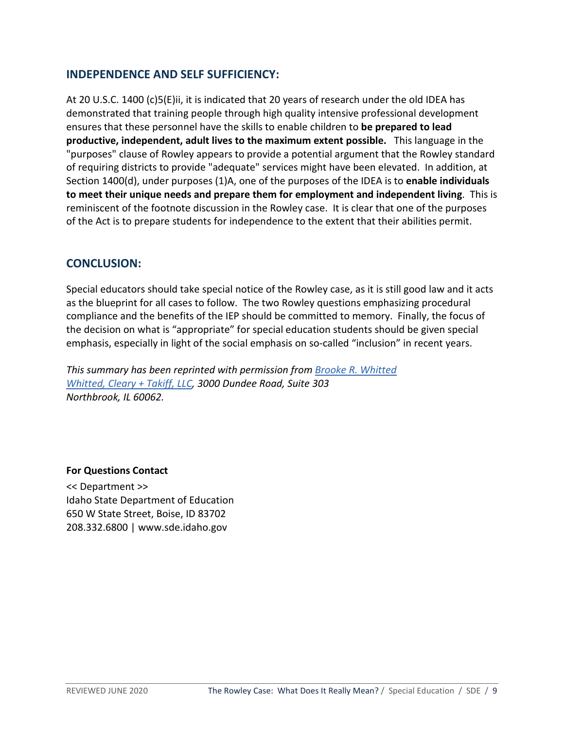## INDEPENDENCE AND SELF SUFFICIENCY:

At 20 U.S.C. 1400 (c)5(E)ii, it is indicated that 20 years of research under the old IDEA has demonstrated that training people through high quality intensive professional development ensures that these personnel have the skills to enable children to **be prepared to lead productive, independent, adult lives to the maximum extent possible.** This language in the "purposes" clause of Rowley appears to provide a potential argument that the Rowley standard of requiring districts to provide "adequate" services might have been elevated. In addition, at Section 1400(d), under purposes (1)A, one of the purposes of the IDEA is to **enable individuals to meet their unique needs and prepare them for employment and independent living**. This is reminiscent of the footnote discussion in the Rowley case. It is clear that one of the purposes of the Act is to prepare students for independence to the extent that their abilities permit.

## CONCLUSION:

Special educators should take special notice of the Rowley case, as it is still good law and it acts as the blueprint for all cases to follow. The two Rowley questions emphasizing procedural compliance and the benefits of the IEP should be committed to memory. Finally, the focus of the decision on what is "appropriate" for special education students should be given special emphasis, especially in light of the social emphasis on so-called "inclusion" in recent years.

*This summary has been reprinted with permission from Brooke R. Whitted*
*Whitted, Cleary + Takiff, LLC, 3000 Dundee Road, Suite 303*
*Northbrook, IL 60062.*

**For Questions Contact**

<< Department >>
Idaho State Department of Education
650 W State Street, Boise, ID 83702
208.332.6800 | www.sde.idaho.gov